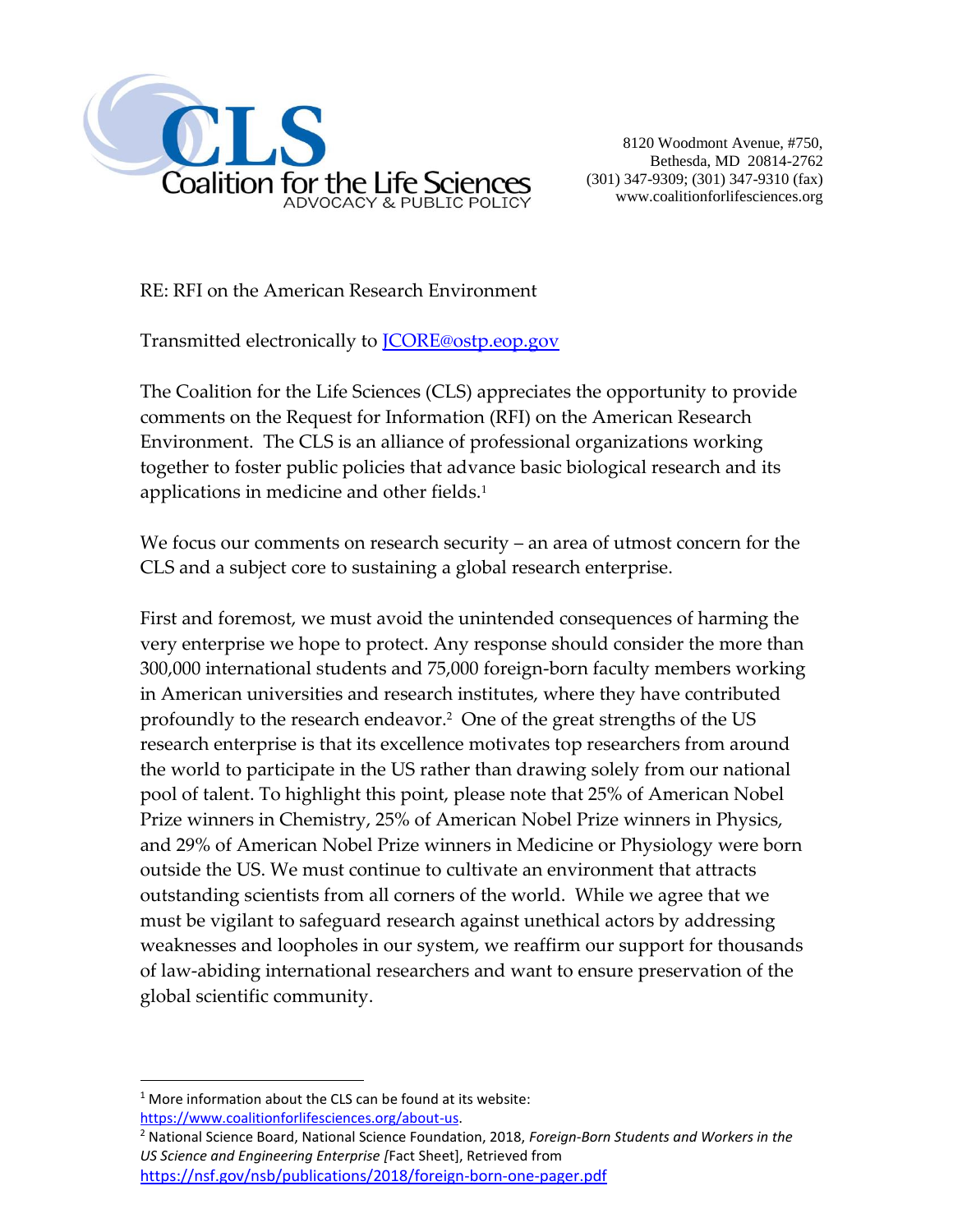**CLS**
Coalition for the Life Sciences
ADVOCACY & PUBLIC POLICY

8120 Woodmont Avenue, #750,
Bethesda, MD 20814-2762
(301) 347-9309; (301) 347-9310 (fax)
www.coalitionforlifesciences.org

RE: RFI on the American Research Environment

Transmitted electronically to [JCORE@ostp.eop.gov](mailto:JCORE@ostp.eop.gov)

The Coalition for the Life Sciences (CLS) appreciates the opportunity to provide comments on the Request for Information (RFI) on the American Research Environment. The CLS is an alliance of professional organizations working together to foster public policies that advance basic biological research and its applications in medicine and other fields.[1]

We focus our comments on research security – an area of utmost concern for the CLS and a subject core to sustaining a global research enterprise.

First and foremost, we must avoid the unintended consequences of harming the very enterprise we hope to protect. Any response should consider the more than 300,000 international students and 75,000 foreign-born faculty members working in American universities and research institutes, where they have contributed profoundly to the research endeavor.[2] One of the great strengths of the US research enterprise is that its excellence motivates top researchers from around the world to participate in the US rather than drawing solely from our national pool of talent. To highlight this point, please note that 25% of American Nobel Prize winners in Chemistry, 25% of American Nobel Prize winners in Physics, and 29% of American Nobel Prize winners in Medicine or Physiology were born outside the US. We must continue to cultivate an environment that attracts outstanding scientists from all corners of the world. While we agree that we must be vigilant to safeguard research against unethical actors by addressing weaknesses and loopholes in our system, we reaffirm our support for thousands of law-abiding international researchers and want to ensure preservation of the global scientific community.

---

[1] More information about the CLS can be found at its website: https://www.coalitionforlifesciences.org/about-us.

[2] National Science Board, National Science Foundation, 2018, *Foreign-Born Students and Workers in the US Science and Engineering Enterprise [*Fact Sheet], Retrieved from https://nsf.gov/nsb/publications/2018/foreign-born-one-pager.pdf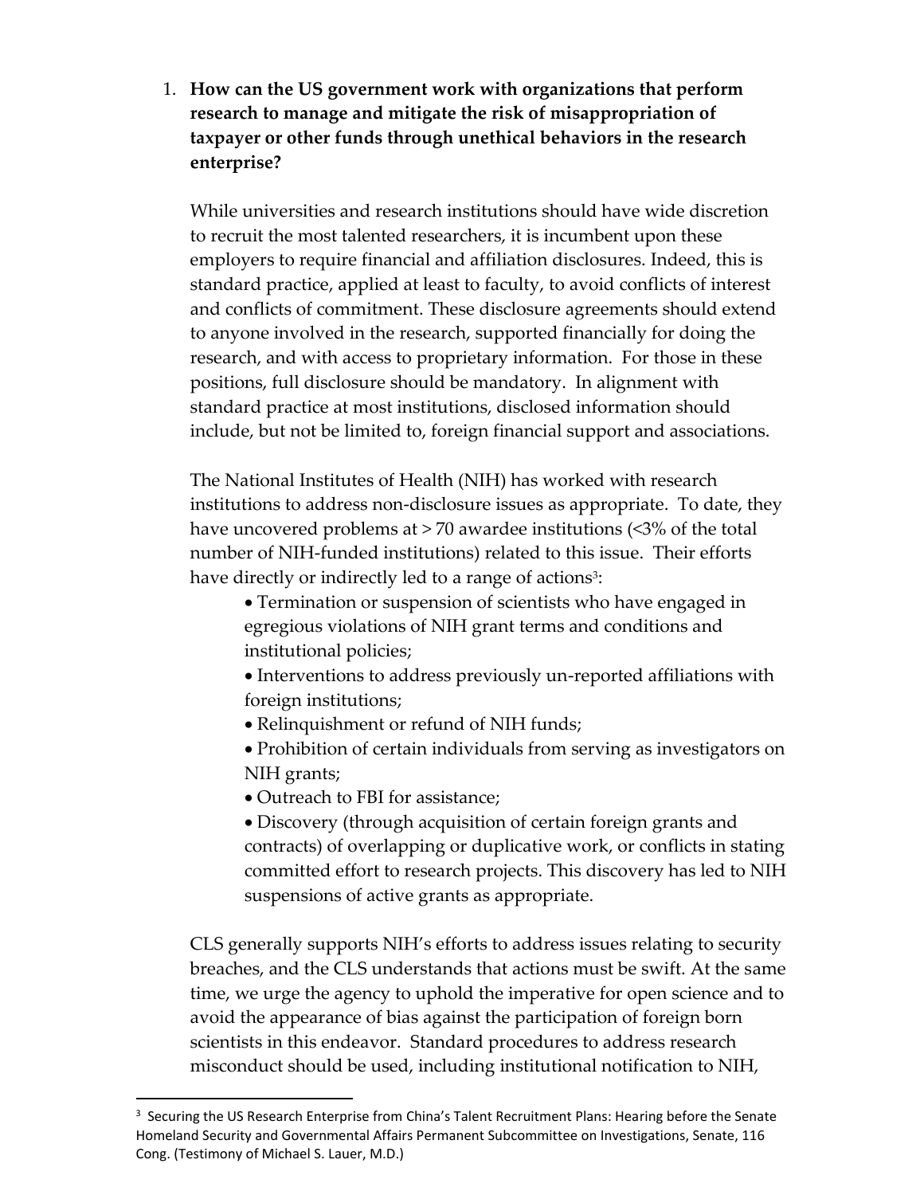1. **How can the US government work with organizations that perform research to manage and mitigate the risk of misappropriation of taxpayer or other funds through unethical behaviors in the research enterprise?**

   While universities and research institutions should have wide discretion to recruit the most talented researchers, it is incumbent upon these employers to require financial and affiliation disclosures. Indeed, this is standard practice, applied at least to faculty, to avoid conflicts of interest and conflicts of commitment. These disclosure agreements should extend to anyone involved in the research, supported financially for doing the research, and with access to proprietary information. For those in these positions, full disclosure should be mandatory. In alignment with standard practice at most institutions, disclosed information should include, but not be limited to, foreign financial support and associations.

   The National Institutes of Health (NIH) has worked with research institutions to address non-disclosure issues as appropriate. To date, they have uncovered problems at > 70 awardee institutions (<3% of the total number of NIH-funded institutions) related to this issue. Their efforts have directly or indirectly led to a range of actions[3]:

   - Termination or suspension of scientists who have engaged in egregious violations of NIH grant terms and conditions and institutional policies;
   - Interventions to address previously un-reported affiliations with foreign institutions;
   - Relinquishment or refund of NIH funds;
   - Prohibition of certain individuals from serving as investigators on NIH grants;
   - Outreach to FBI for assistance;
   - Discovery (through acquisition of certain foreign grants and contracts) of overlapping or duplicative work, or conflicts in stating committed effort to research projects. This discovery has led to NIH suspensions of active grants as appropriate.

   CLS generally supports NIH's efforts to address issues relating to security breaches, and the CLS understands that actions must be swift. At the same time, we urge the agency to uphold the imperative for open science and to avoid the appearance of bias against the participation of foreign born scientists in this endeavor. Standard procedures to address research misconduct should be used, including institutional notification to NIH,

[3] Securing the US Research Enterprise from China's Talent Recruitment Plans: Hearing before the Senate Homeland Security and Governmental Affairs Permanent Subcommittee on Investigations, Senate, 116 Cong. (Testimony of Michael S. Lauer, M.D.)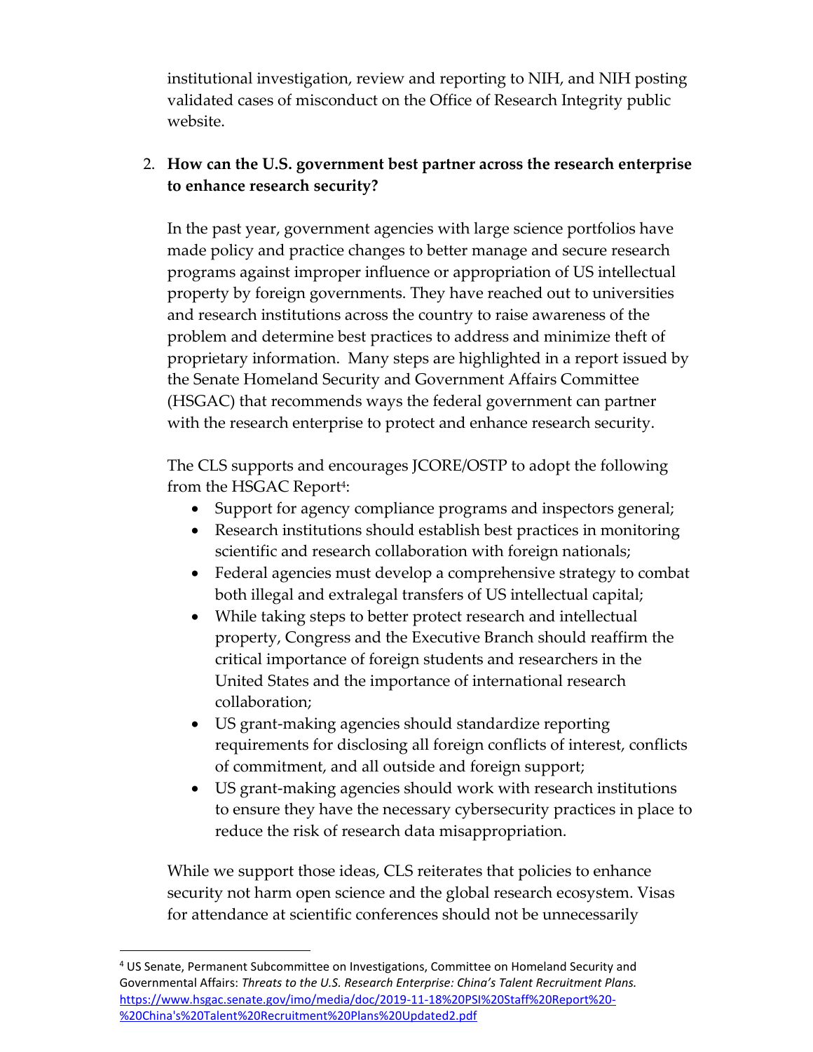institutional investigation, review and reporting to NIH, and NIH posting validated cases of misconduct on the Office of Research Integrity public website.

2. **How can the U.S. government best partner across the research enterprise to enhance research security?**

   In the past year, government agencies with large science portfolios have made policy and practice changes to better manage and secure research programs against improper influence or appropriation of US intellectual property by foreign governments. They have reached out to universities and research institutions across the country to raise awareness of the problem and determine best practices to address and minimize theft of proprietary information. Many steps are highlighted in a report issued by the Senate Homeland Security and Government Affairs Committee (HSGAC) that recommends ways the federal government can partner with the research enterprise to protect and enhance research security.

   The CLS supports and encourages JCORE/OSTP to adopt the following from the HSGAC Report[4]:

   - Support for agency compliance programs and inspectors general;
   - Research institutions should establish best practices in monitoring scientific and research collaboration with foreign nationals;
   - Federal agencies must develop a comprehensive strategy to combat both illegal and extralegal transfers of US intellectual capital;
   - While taking steps to better protect research and intellectual property, Congress and the Executive Branch should reaffirm the critical importance of foreign students and researchers in the United States and the importance of international research collaboration;
   - US grant-making agencies should standardize reporting requirements for disclosing all foreign conflicts of interest, conflicts of commitment, and all outside and foreign support;
   - US grant-making agencies should work with research institutions to ensure they have the necessary cybersecurity practices in place to reduce the risk of research data misappropriation.

   While we support those ideas, CLS reiterates that policies to enhance security not harm open science and the global research ecosystem. Visas for attendance at scientific conferences should not be unnecessarily

---

[4] US Senate, Permanent Subcommittee on Investigations, Committee on Homeland Security and Governmental Affairs: *Threats to the U.S. Research Enterprise: China's Talent Recruitment Plans.* https://www.hsgac.senate.gov/imo/media/doc/2019-11-18%20PSI%20Staff%20Report%20-%20China's%20Talent%20Recruitment%20Plans%20Updated2.pdf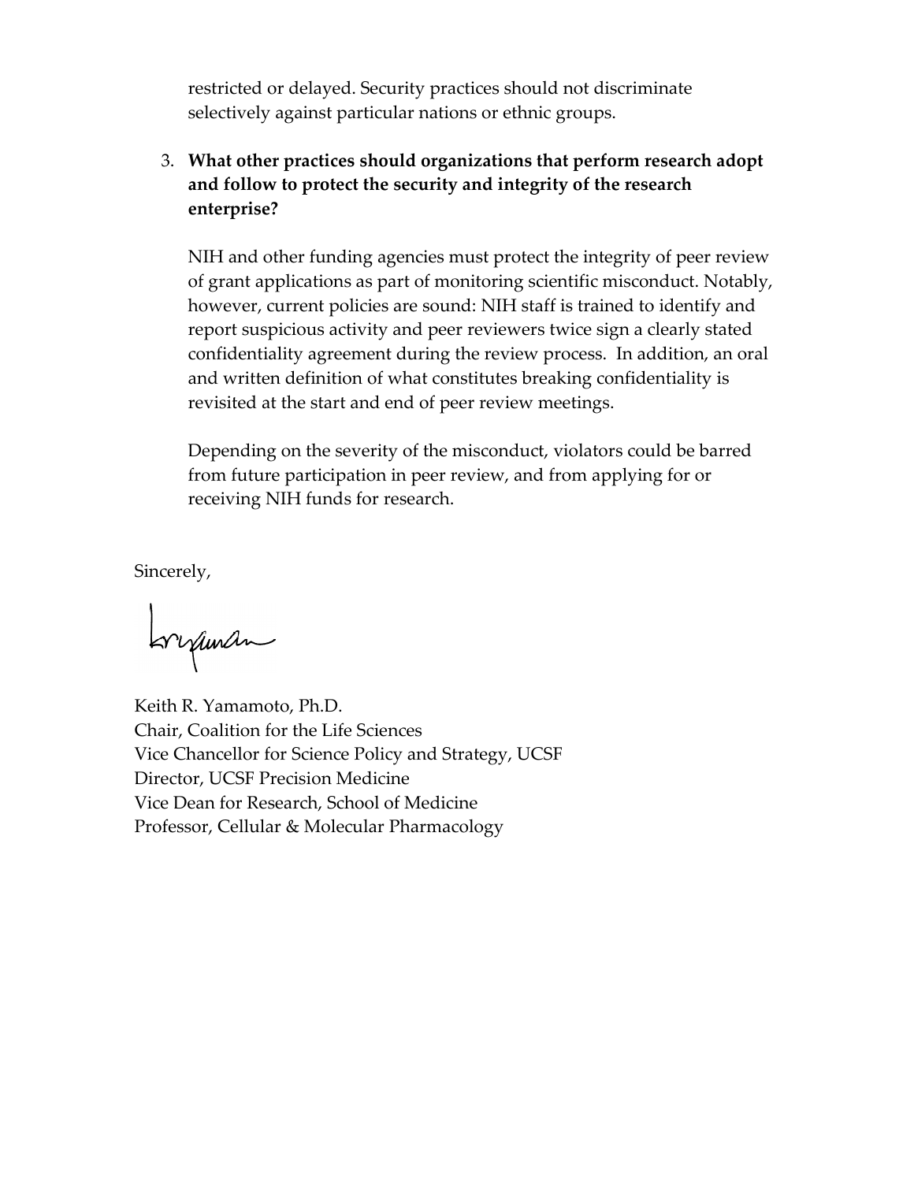restricted or delayed. Security practices should not discriminate selectively against particular nations or ethnic groups.

3. **What other practices should organizations that perform research adopt and follow to protect the security and integrity of the research enterprise?**

   NIH and other funding agencies must protect the integrity of peer review of grant applications as part of monitoring scientific misconduct. Notably, however, current policies are sound: NIH staff is trained to identify and report suspicious activity and peer reviewers twice sign a clearly stated confidentiality agreement during the review process. In addition, an oral and written definition of what constitutes breaking confidentiality is revisited at the start and end of peer review meetings.

   Depending on the severity of the misconduct, violators could be barred from future participation in peer review, and from applying for or receiving NIH funds for research.

Sincerely,

Keith R. Yamamoto, Ph.D.
Chair, Coalition for the Life Sciences
Vice Chancellor for Science Policy and Strategy, UCSF
Director, UCSF Precision Medicine
Vice Dean for Research, School of Medicine
Professor, Cellular & Molecular Pharmacology